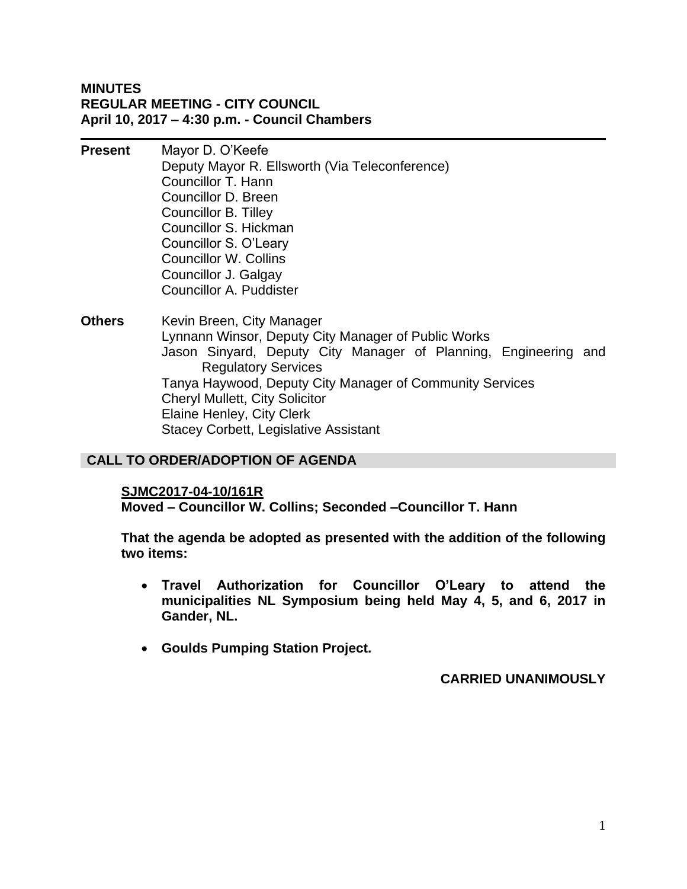**MINUTES**
**REGULAR MEETING - CITY COUNCIL**
**April 10, 2017 – 4:30 p.m. - Council Chambers**

---

**Present**

Mayor D. O'Keefe
Deputy Mayor R. Ellsworth (Via Teleconference)
Councillor T. Hann
Councillor D. Breen
Councillor B. Tilley
Councillor S. Hickman
Councillor S. O'Leary
Councillor W. Collins
Councillor J. Galgay
Councillor A. Puddister

**Others**

Kevin Breen, City Manager
Lynnann Winsor, Deputy City Manager of Public Works
Jason Sinyard, Deputy City Manager of Planning, Engineering and Regulatory Services
Tanya Haywood, Deputy City Manager of Community Services
Cheryl Mullett, City Solicitor
Elaine Henley, City Clerk
Stacey Corbett, Legislative Assistant

## CALL TO ORDER/ADOPTION OF AGENDA

**SJMC2017-04-10/161R**
**Moved – Councillor W. Collins; Seconded –Councillor T. Hann**

**That the agenda be adopted as presented with the addition of the following two items:**

- **Travel Authorization for Councillor O'Leary to attend the municipalities NL Symposium being held May 4, 5, and 6, 2017 in Gander, NL.**
- **Goulds Pumping Station Project.**

**CARRIED UNANIMOUSLY**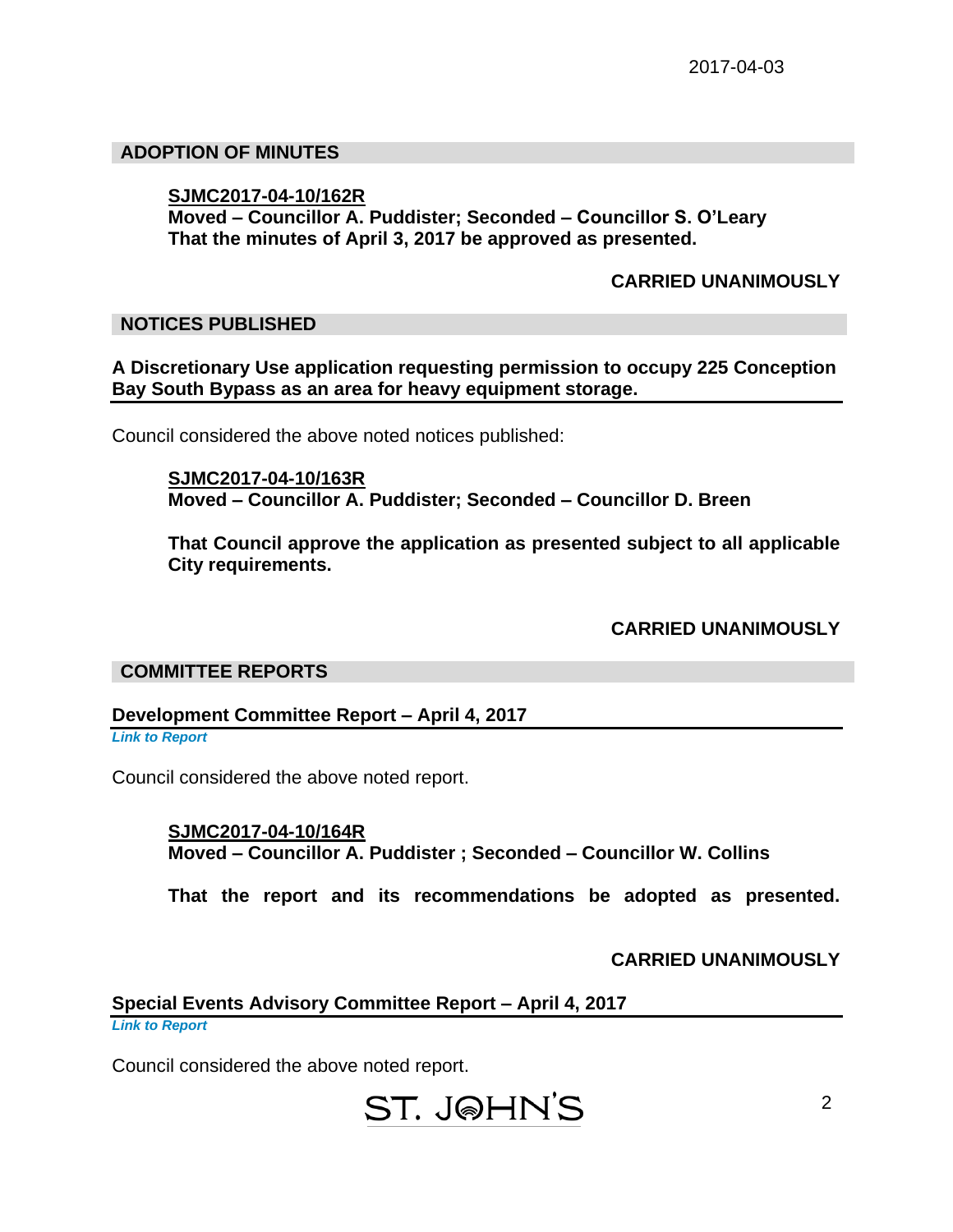## ADOPTION OF MINUTES

**SJMC2017-04-10/162R**
**Moved – Councillor A. Puddister; Seconded – Councillor S. O'Leary**
**That the minutes of April 3, 2017 be approved as presented.**

**CARRIED UNANIMOUSLY**

## NOTICES PUBLISHED

**A Discretionary Use application requesting permission to occupy 225 Conception Bay South Bypass as an area for heavy equipment storage.**

Council considered the above noted notices published:

**SJMC2017-04-10/163R**
**Moved – Councillor A. Puddister; Seconded – Councillor D. Breen**

**That Council approve the application as presented subject to all applicable City requirements.**

**CARRIED UNANIMOUSLY**

## COMMITTEE REPORTS

### Development Committee Report – April 4, 2017

*Link to Report*

Council considered the above noted report.

**SJMC2017-04-10/164R**
**Moved – Councillor A. Puddister ; Seconded – Councillor W. Collins**

**That the report and its recommendations be adopted as presented.**

**CARRIED UNANIMOUSLY**

### Special Events Advisory Committee Report – April 4, 2017

*Link to Report*

Council considered the above noted report.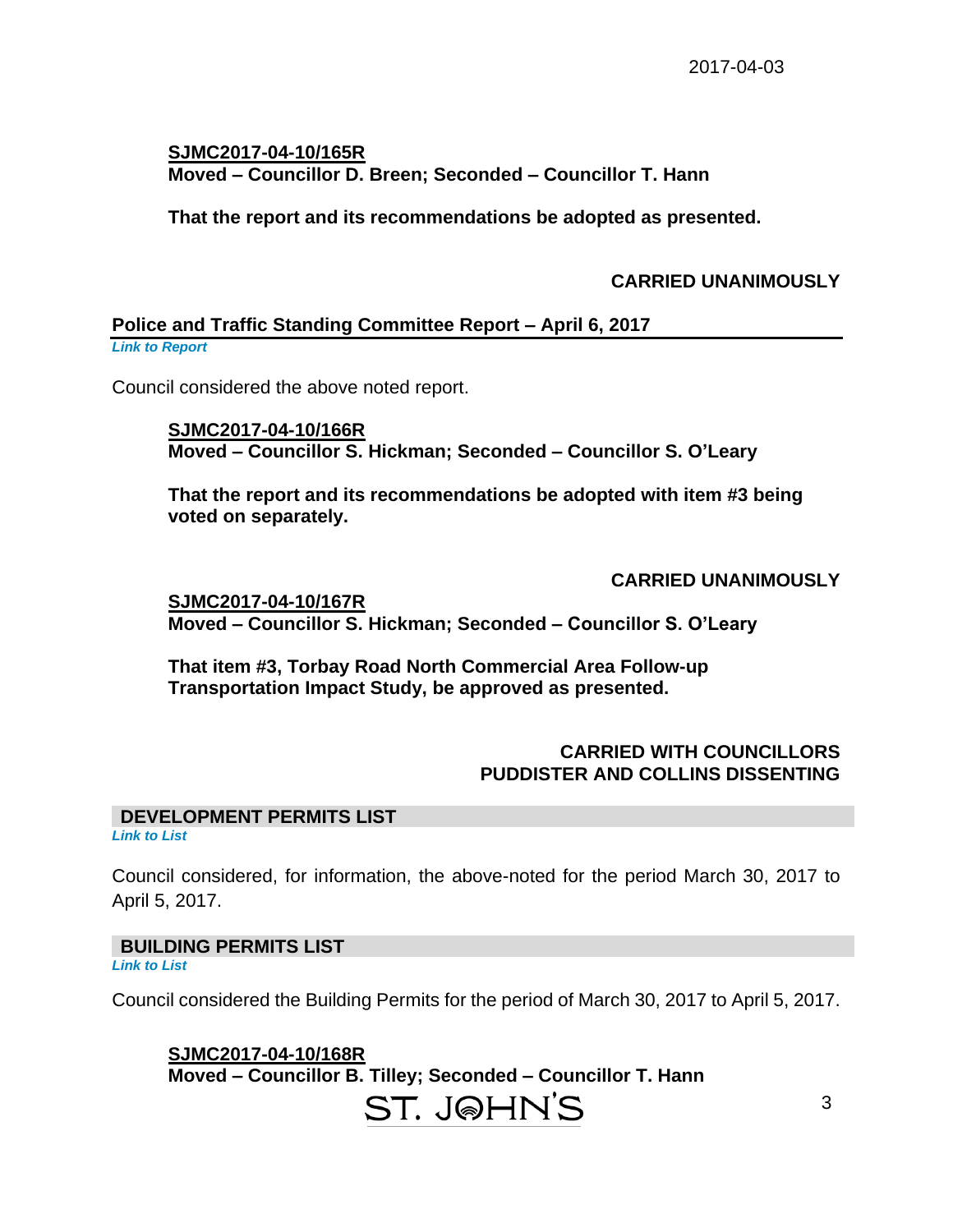**SJMC2017-04-10/165R**
**Moved – Councillor D. Breen; Seconded – Councillor T. Hann**

**That the report and its recommendations be adopted as presented.**

**CARRIED UNANIMOUSLY**

## Police and Traffic Standing Committee Report – April 6, 2017

***Link to Report***

Council considered the above noted report.

**SJMC2017-04-10/166R**
**Moved – Councillor S. Hickman; Seconded – Councillor S. O'Leary**

**That the report and its recommendations be adopted with item #3 being voted on separately.**

**CARRIED UNANIMOUSLY**

**SJMC2017-04-10/167R**
**Moved – Councillor S. Hickman; Seconded – Councillor S. O'Leary**

**That item #3, Torbay Road North Commercial Area Follow-up Transportation Impact Study, be approved as presented.**

**CARRIED WITH COUNCILLORS PUDDISTER AND COLLINS DISSENTING**

## DEVELOPMENT PERMITS LIST

***Link to List***

Council considered, for information, the above-noted for the period March 30, 2017 to April 5, 2017.

## BUILDING PERMITS LIST

***Link to List***

Council considered the Building Permits for the period of March 30, 2017 to April 5, 2017.

**SJMC2017-04-10/168R**
**Moved – Councillor B. Tilley; Seconded – Councillor T. Hann**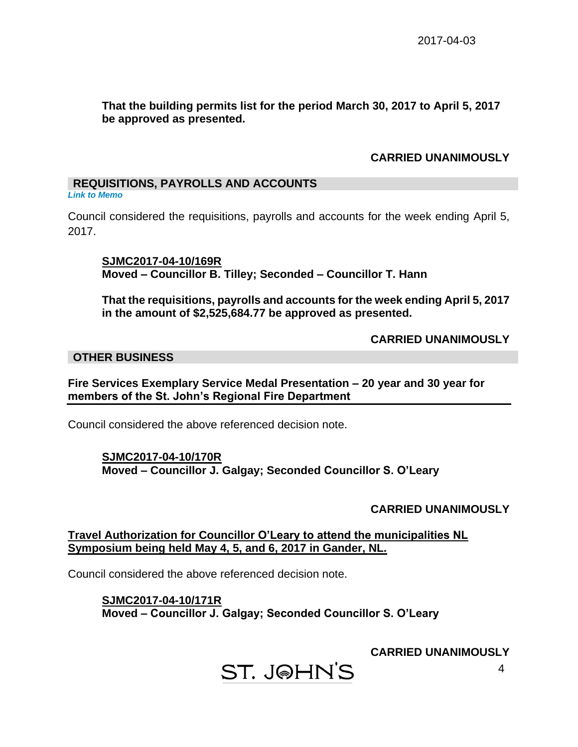That the building permits list for the period March 30, 2017 to April 5, 2017 be approved as presented.

**CARRIED UNANIMOUSLY**

## REQUISITIONS, PAYROLLS AND ACCOUNTS

*Link to Memo*

Council considered the requisitions, payrolls and accounts for the week ending April 5, 2017.

**SJMC2017-04-10/169R**
**Moved – Councillor B. Tilley; Seconded – Councillor T. Hann**

**That the requisitions, payrolls and accounts for the week ending April 5, 2017 in the amount of $2,525,684.77 be approved as presented.**

**CARRIED UNANIMOUSLY**

## OTHER BUSINESS

**Fire Services Exemplary Service Medal Presentation – 20 year and 30 year for members of the St. John's Regional Fire Department**

Council considered the above referenced decision note.

**SJMC2017-04-10/170R**
**Moved – Councillor J. Galgay; Seconded Councillor S. O'Leary**

**CARRIED UNANIMOUSLY**

**Travel Authorization for Councillor O'Leary to attend the municipalities NL Symposium being held May 4, 5, and 6, 2017 in Gander, NL.**

Council considered the above referenced decision note.

**SJMC2017-04-10/171R**
**Moved – Councillor J. Galgay; Seconded Councillor S. O'Leary**

**CARRIED UNANIMOUSLY**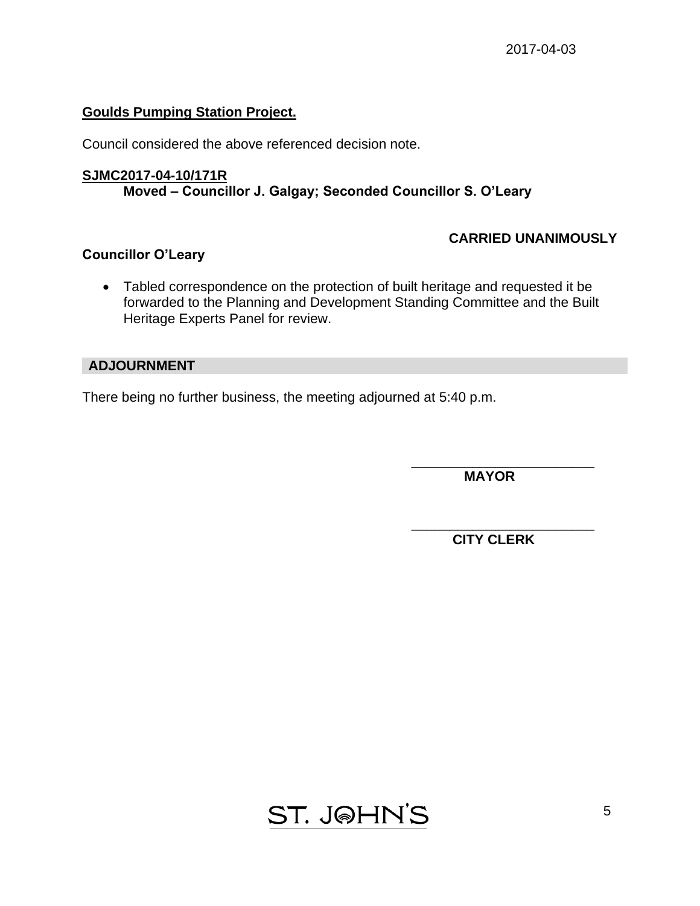2017-04-03

**<u>Goulds Pumping Station Project.</u>**

Council considered the above referenced decision note.

**<u>SJMC2017-04-10/171R</u>**
**Moved – Councillor J. Galgay; Seconded Councillor S. O'Leary**

**CARRIED UNANIMOUSLY**

**Councillor O'Leary**

- Tabled correspondence on the protection of built heritage and requested it be forwarded to the Planning and Development Standing Committee and the Built Heritage Experts Panel for review.

## ADJOURNMENT

There being no further business, the meeting adjourned at 5:40 p.m.

\_\_\_\_\_\_\_\_\_\_\_\_\_\_\_\_\_\_\_\_\_\_\_\_
**MAYOR**

\_\_\_\_\_\_\_\_\_\_\_\_\_\_\_\_\_\_\_\_\_\_\_\_
**CITY CLERK**

ST. JOHN'S